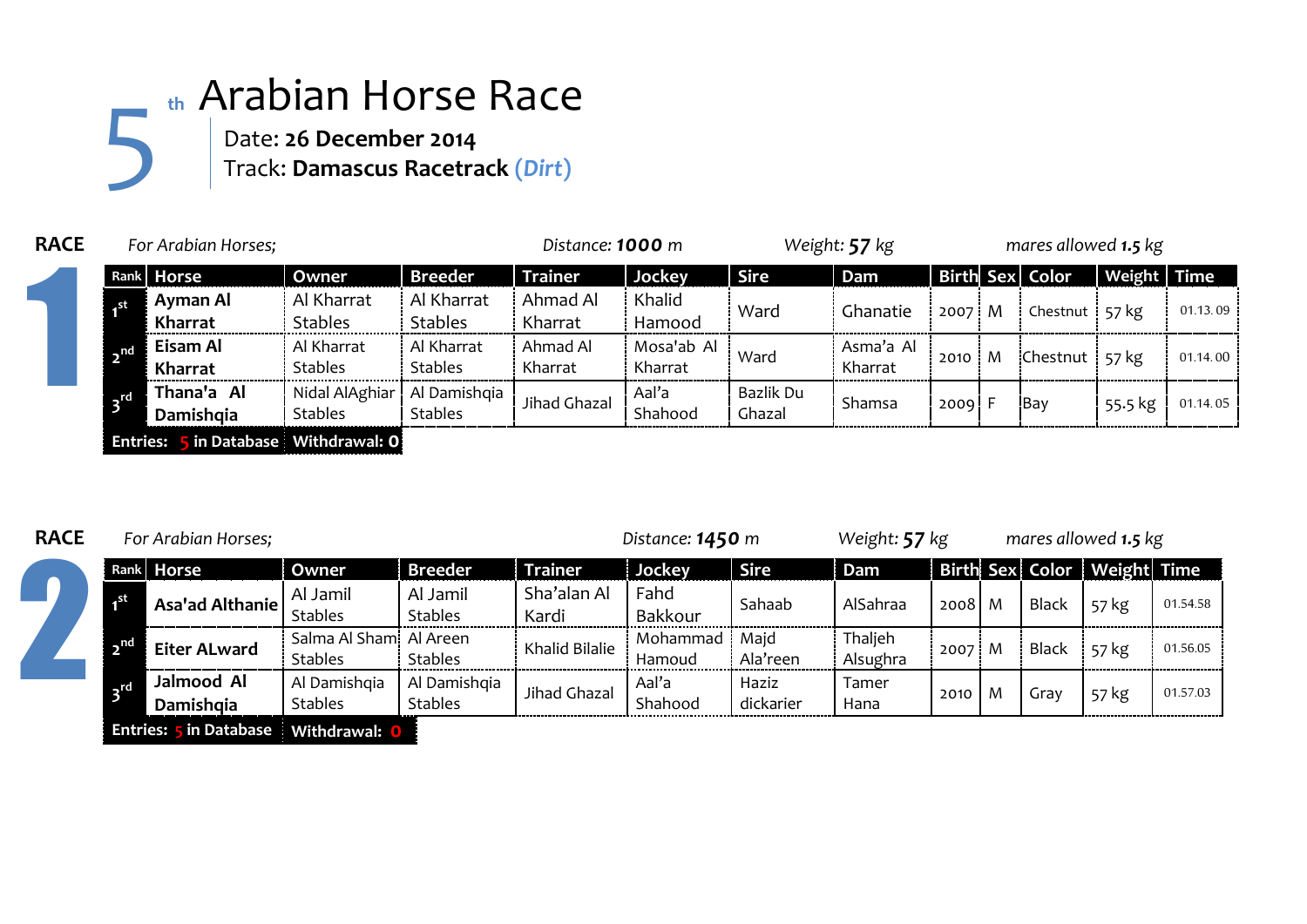# 5th Arabian Horse Race

Date: **26 December 2014**
Track: **Damascus Racetrack** ***(Dirt)***

## RACE 1

*For Arabian Horses;* *Distance:* ***1000*** *m* *Weight:* ***57*** *kg* *mares allowed* ***1.5*** *kg*

| Rank | Horse | Owner | Breeder | Trainer | Jockey | Sire | Dam | Birth | Sex | Color | Weight | Time |
|---|---|---|---|---|---|---|---|---|---|---|---|---|
| 1st | **Ayman Al Kharrat** | Al Kharrat Stables | Al Kharrat Stables | Ahmad Al Kharrat | Khalid Hamood | Ward | Ghanatie | 2007 | M | Chestnut | 57 kg | 01.13. 09 |
| 2nd | **Eisam Al Kharrat** | Al Kharrat Stables | Al Kharrat Stables | Ahmad Al Kharrat | Mosa'ab Al Kharrat | Ward | Asma'a Al Kharrat | 2010 | M | Chestnut | 57 kg | 01.14. 00 |
| 3rd | **Thana'a Al Damishqia** | Nidal AlAghiar Stables | Al Damishqia Stables | Jihad Ghazal | Aal'a Shahood | Bazlik Du Ghazal | Shamsa | 2009 | F | Bay | 55.5 kg | 01.14. 05 |

**Entries: 5 in Database** **Withdrawal: 0**

## RACE 2

*For Arabian Horses;* *Distance:* ***1450*** *m* *Weight:* ***57*** *kg* *mares allowed* ***1.5*** *kg*

| Rank | Horse | Owner | Breeder | Trainer | Jockey | Sire | Dam | Birth | Sex | Color | Weight | Time |
|---|---|---|---|---|---|---|---|---|---|---|---|---|
| 1st | **Asa'ad Althanie** | Al Jamil Stables | Al Jamil Stables | Sha'alan Al Kardi | Fahd Bakkour | Sahaab | AlSahraa | 2008 | M | Black | 57 kg | 01.54.58 |
| 2nd | **Eiter ALward** | Salma Al Sham Stables | Al Areen Stables | Khalid Bilalie | Mohammad Hamoud | Majd Ala'reen | Thaljeh Alsughra | 2007 | M | Black | 57 kg | 01.56.05 |
| 3rd | **Jalmood Al Damishqia** | Al Damishqia Stables | Al Damishqia Stables | Jihad Ghazal | Aal'a Shahood | Haziz dickarier | Tamer Hana | 2010 | M | Gray | 57 kg | 01.57.03 |

**Entries: 5 in Database** **Withdrawal: 0**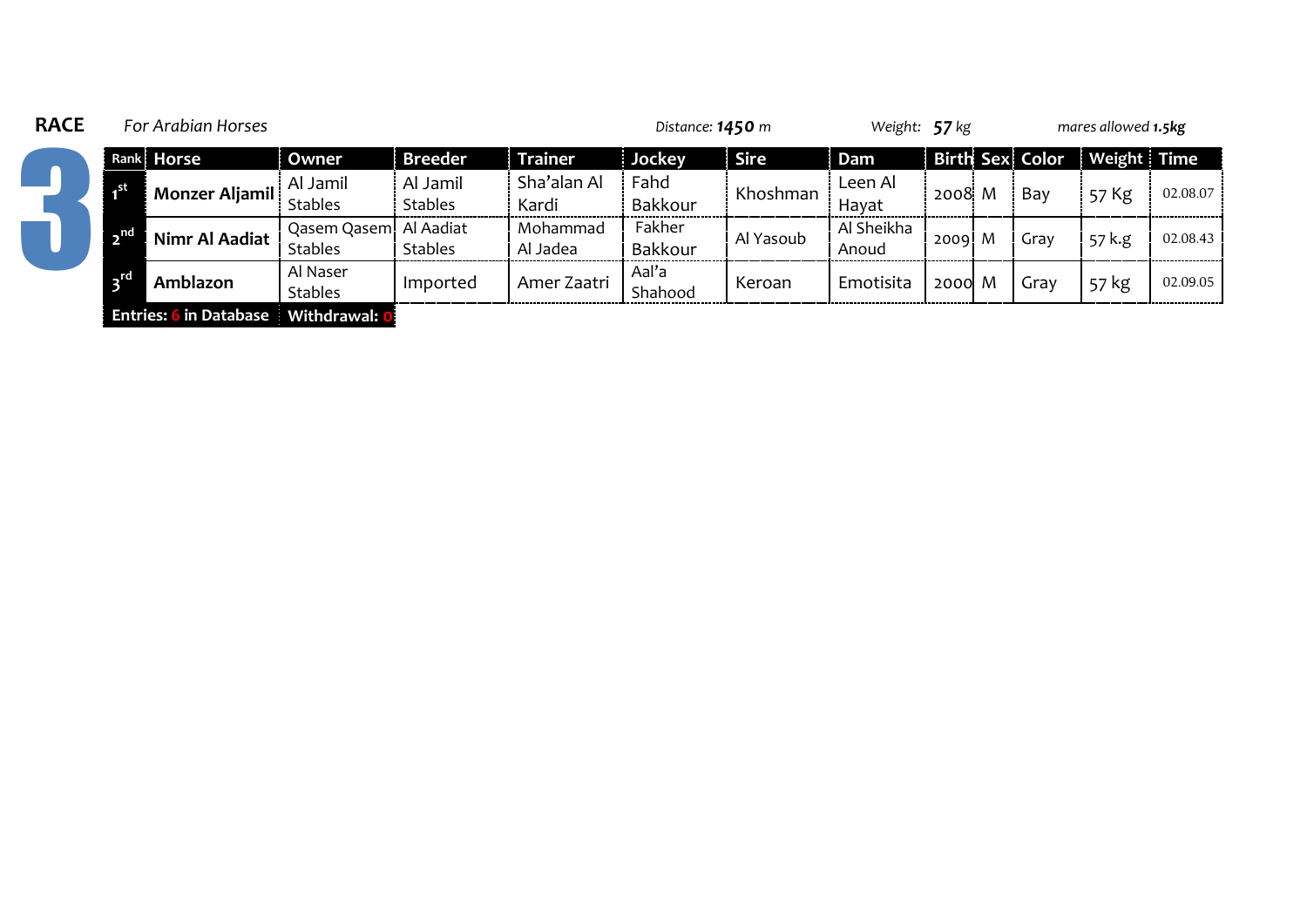# RACE 3

*For Arabian Horses* *Distance:* ***1450*** *m* *Weight:* ***57*** *kg* *mares allowed* ***1.5kg***

| Rank | Horse | Owner | Breeder | Trainer | Jockey | Sire | Dam | Birth | Sex | Color | Weight | Time |
|---|---|---|---|---|---|---|---|---|---|---|---|---|
| 1st | **Monzer Aljamil** | Al Jamil Stables | Al Jamil Stables | Sha'alan Al Kardi | Fahd Bakkour | Khoshman | Leen Al Hayat | 2008 | M | Bay | 57 Kg | 02.08.07 |
| 2nd | **Nimr Al Aadiat** | Qasem Qasem Stables | Al Aadiat Stables | Mohammad Al Jadea | Fakher Bakkour | Al Yasoub | Al Sheikha Anoud | 2009 | M | Gray | 57 k.g | 02.08.43 |
| 3rd | **Amblazon** | Al Naser Stables | Imported | Amer Zaatri | Aal'a Shahood | Keroan | Emotisita | 2000 | M | Gray | 57 kg | 02.09.05 |

**Entries: 6 in Database** **Withdrawal: 0**